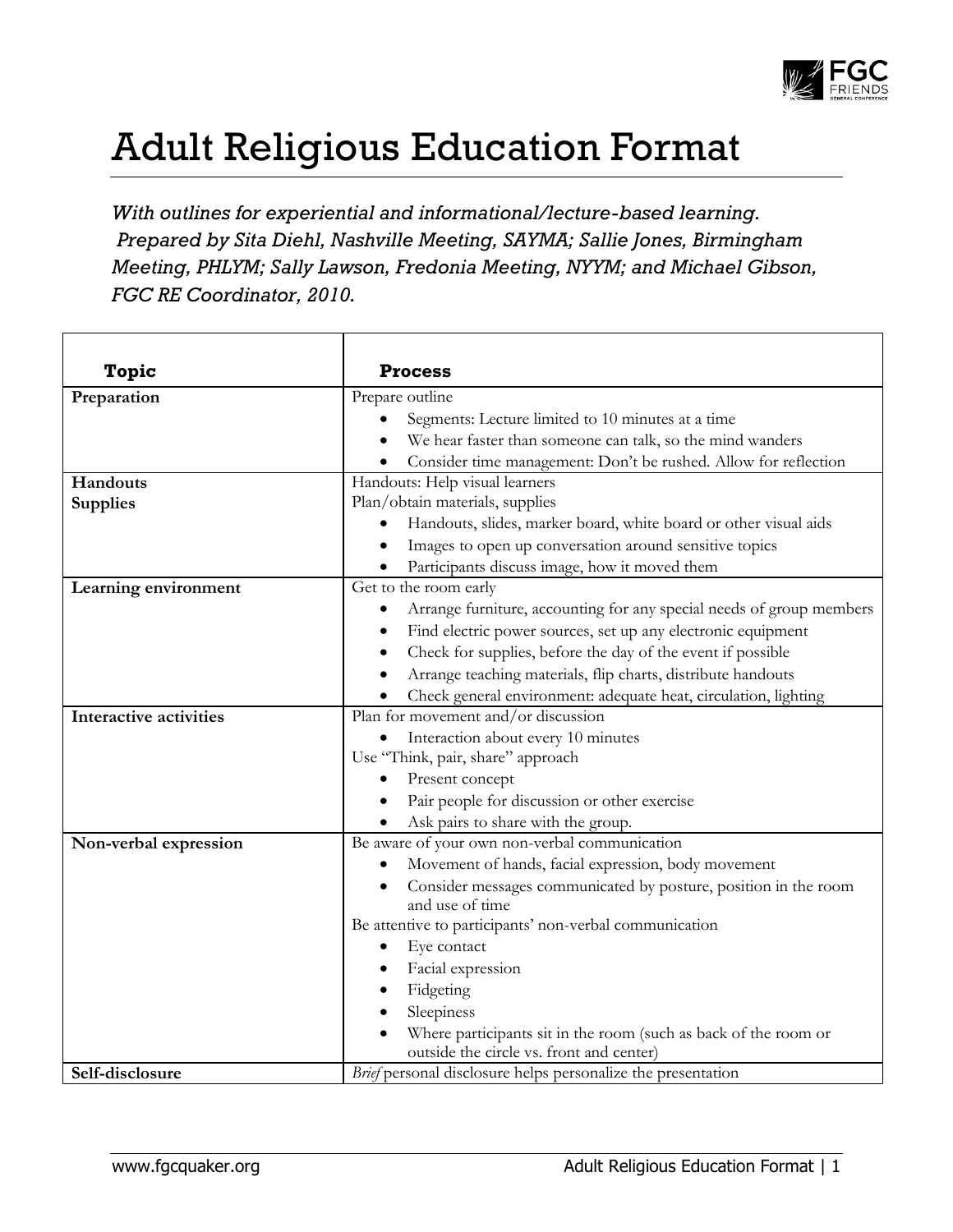# Adult Religious Education Format

*With outlines for experiential and informational/lecture-based learning. Prepared by Sita Diehl, Nashville Meeting, SAYMA; Sallie Jones, Birmingham Meeting, PHLYM; Sally Lawson, Fredonia Meeting, NYYM; and Michael Gibson, FGC RE Coordinator, 2010.*

| Topic | Process |
|---|---|
| **Preparation** | Prepare outline<br>• Segments: Lecture limited to 10 minutes at a time<br>• We hear faster than someone can talk, so the mind wanders<br>• Consider time management: Don't be rushed. Allow for reflection |
| **Handouts**<br>**Supplies** | Handouts: Help visual learners<br>Plan/obtain materials, supplies<br>• Handouts, slides, marker board, white board or other visual aids<br>• Images to open up conversation around sensitive topics<br>• Participants discuss image, how it moved them |
| **Learning environment** | Get to the room early<br>• Arrange furniture, accounting for any special needs of group members<br>• Find electric power sources, set up any electronic equipment<br>• Check for supplies, before the day of the event if possible<br>• Arrange teaching materials, flip charts, distribute handouts<br>• Check general environment: adequate heat, circulation, lighting |
| **Interactive activities** | Plan for movement and/or discussion<br>• Interaction about every 10 minutes<br>Use "Think, pair, share" approach<br>• Present concept<br>• Pair people for discussion or other exercise<br>• Ask pairs to share with the group. |
| **Non-verbal expression** | Be aware of your own non-verbal communication<br>• Movement of hands, facial expression, body movement<br>• Consider messages communicated by posture, position in the room and use of time<br>Be attentive to participants' non-verbal communication<br>• Eye contact<br>• Facial expression<br>• Fidgeting<br>• Sleepiness<br>• Where participants sit in the room (such as back of the room or outside the circle vs. front and center) |
| **Self-disclosure** | *Brief* personal disclosure helps personalize the presentation |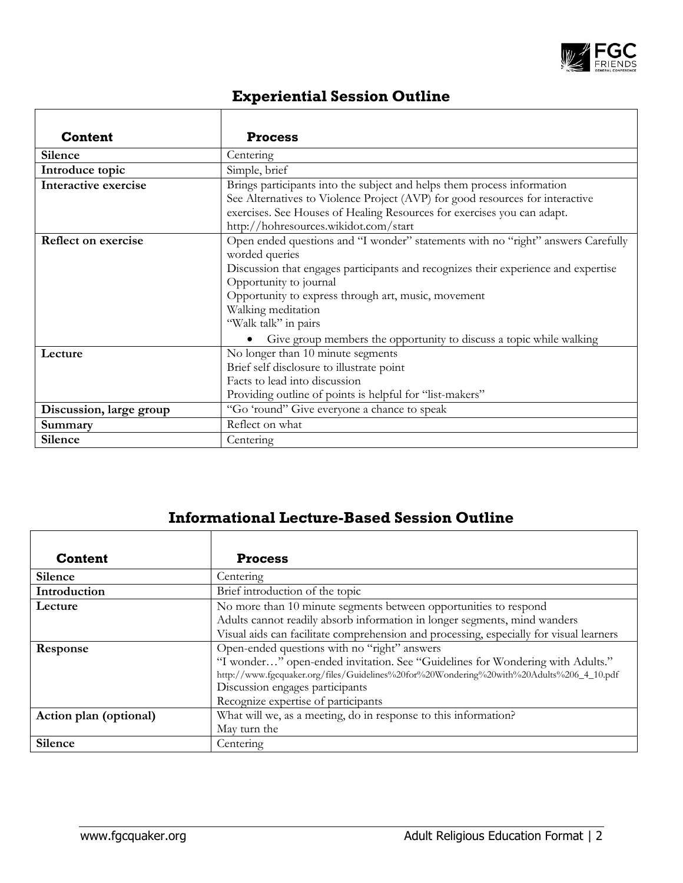## Experiential Session Outline

| Content | Process |
|---|---|
| **Silence** | Centering |
| **Introduce topic** | Simple, brief |
| **Interactive exercise** | Brings participants into the subject and helps them process information<br>See Alternatives to Violence Project (AVP) for good resources for interactive exercises. See Houses of Healing Resources for exercises you can adapt. http://hohresources.wikidot.com/start |
| **Reflect on exercise** | Open ended questions and "I wonder" statements with no "right" answers Carefully worded queries<br>Discussion that engages participants and recognizes their experience and expertise<br>Opportunity to journal<br>Opportunity to express through art, music, movement<br>Walking meditation<br>"Walk talk" in pairs<br>• Give group members the opportunity to discuss a topic while walking |
| **Lecture** | No longer than 10 minute segments<br>Brief self disclosure to illustrate point<br>Facts to lead into discussion<br>Providing outline of points is helpful for "list-makers" |
| **Discussion, large group** | "Go 'round" Give everyone a chance to speak |
| **Summary** | Reflect on what |
| **Silence** | Centering |

## Informational Lecture-Based Session Outline

| Content | Process |
|---|---|
| **Silence** | Centering |
| **Introduction** | Brief introduction of the topic |
| **Lecture** | No more than 10 minute segments between opportunities to respond<br>Adults cannot readily absorb information in longer segments, mind wanders<br>Visual aids can facilitate comprehension and processing, especially for visual learners |
| **Response** | Open-ended questions with no "right" answers<br>"I wonder…" open-ended invitation. See "Guidelines for Wondering with Adults." http://www.fgcquaker.org/files/Guidelines%20for%20Wondering%20with%20Adults%206_4_10.pdf<br>Discussion engages participants<br>Recognize expertise of participants |
| **Action plan (optional)** | What will we, as a meeting, do in response to this information?<br>May turn the |
| **Silence** | Centering |